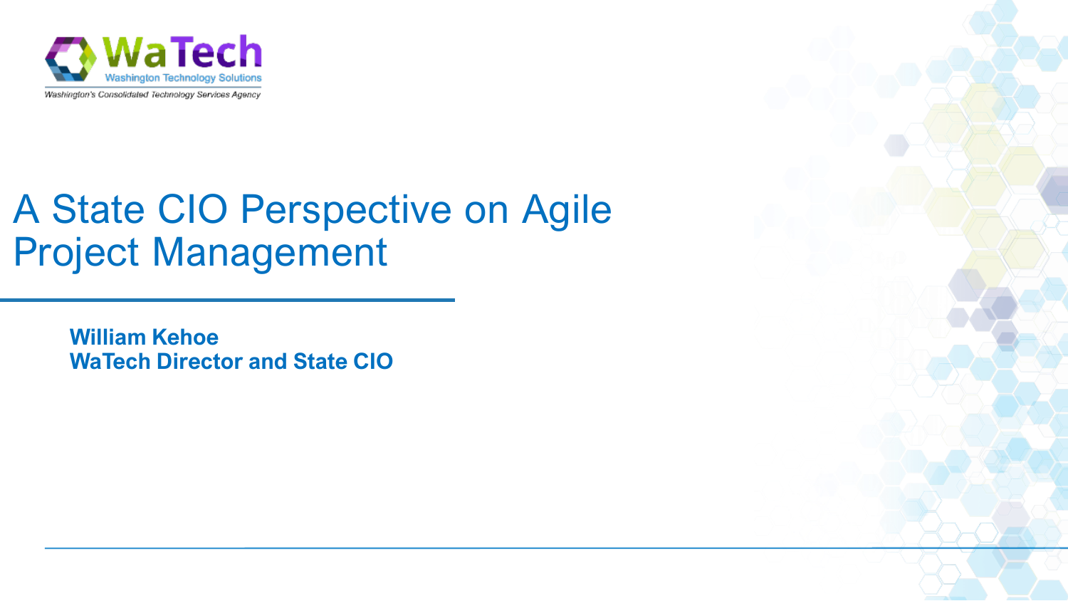WaTech

Washington Technology Solutions

Washington's Consolidated Technology Services Agency

# A State CIO Perspective on Agile Project Management

**William Kehoe**
**WaTech Director and State CIO**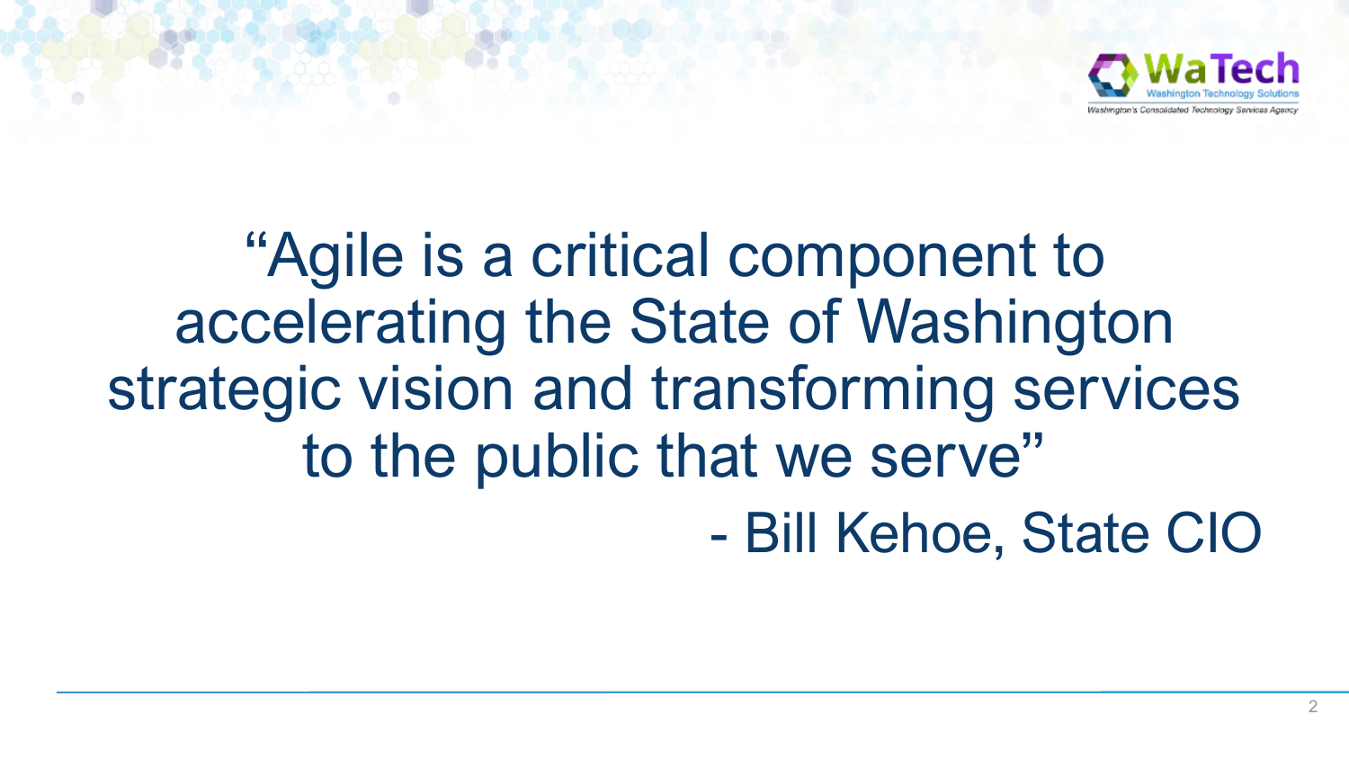> "Agile is a critical component to accelerating the State of Washington strategic vision and transforming services to the public that we serve"
>
> \- Bill Kehoe, State CIO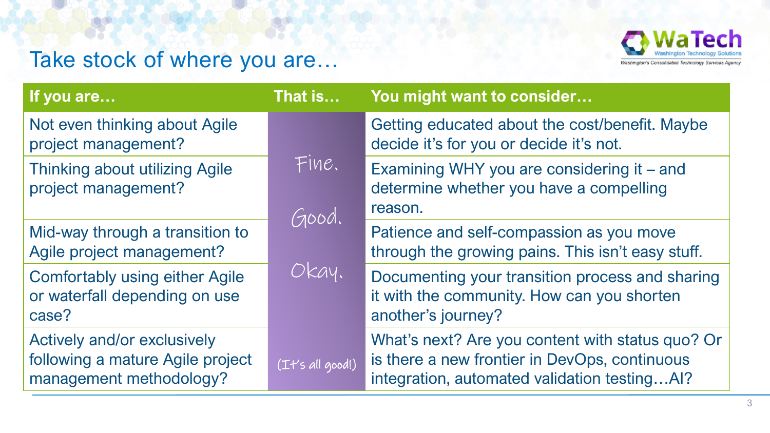# Take stock of where you are…

| If you are… | That is… | You might want to consider… |
|---|---|---|
| Not even thinking about Agile project management? | Fine. | Getting educated about the cost/benefit. Maybe decide it's for you or decide it's not. |
| Thinking about utilizing Agile project management? | Good. | Examining WHY you are considering it – and determine whether you have a compelling reason. |
| Mid-way through a transition to Agile project management? | Okay. | Patience and self-compassion as you move through the growing pains. This isn't easy stuff. |
| Comfortably using either Agile or waterfall depending on use case? | | Documenting your transition process and sharing it with the community. How can you shorten another's journey? |
| Actively and/or exclusively following a mature Agile project management methodology? | (It's all good!) | What's next? Are you content with status quo? Or is there a new frontier in DevOps, continuous integration, automated validation testing…AI? |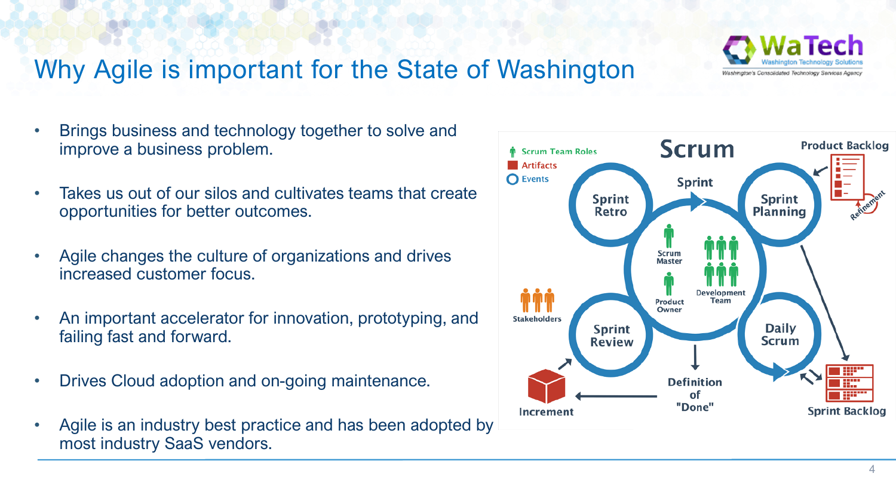# Why Agile is important for the State of Washington

- Brings business and technology together to solve and improve a business problem.
- Takes us out of our silos and cultivates teams that create opportunities for better outcomes.
- Agile changes the culture of organizations and drives increased customer focus.
- An important accelerator for innovation, prototyping, and failing fast and forward.
- Drives Cloud adoption and on-going maintenance.
- Agile is an industry best practice and has been adopted by most industry SaaS vendors.

Scrum

Scrum Team Roles
Artifacts
Events

Sprint
Sprint Retro
Sprint Planning
Product Backlog
Refinement
Scrum Master
Development Team
Product Owner
Stakeholders
Sprint Review
Daily Scrum
Definition of "Done"
Increment
Sprint Backlog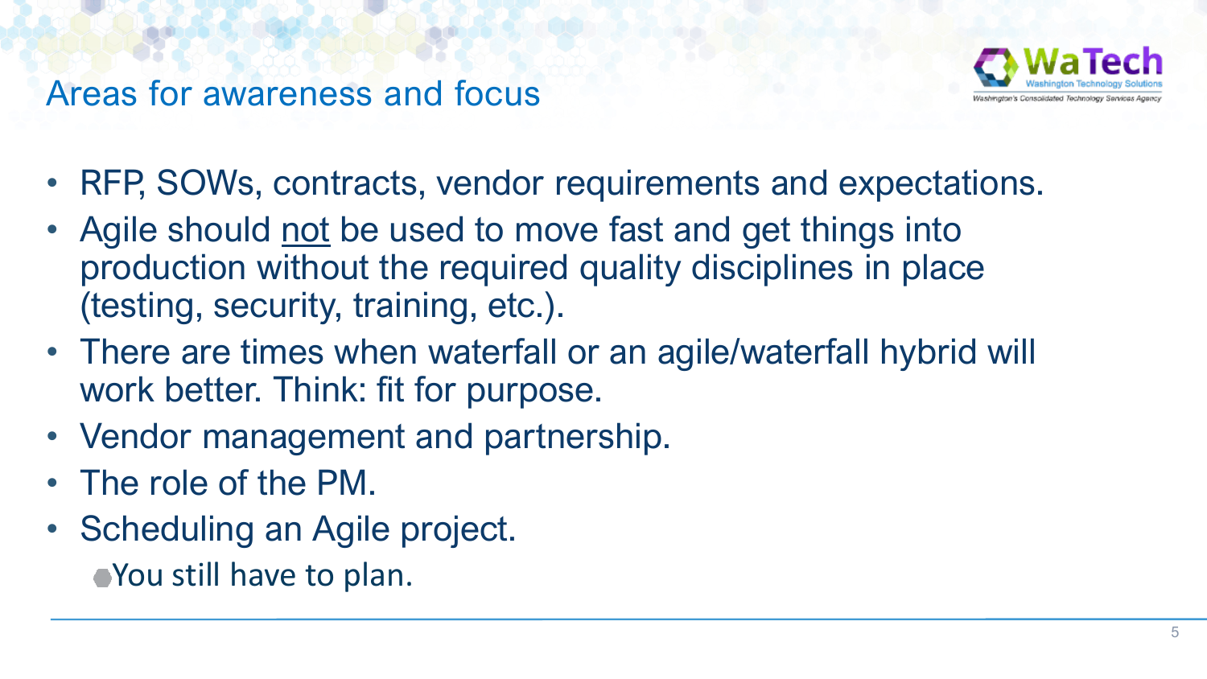## Areas for awareness and focus

- RFP, SOWs, contracts, vendor requirements and expectations.
- Agile should <u>not</u> be used to move fast and get things into production without the required quality disciplines in place (testing, security, training, etc.).
- There are times when waterfall or an agile/waterfall hybrid will work better. Think: fit for purpose.
- Vendor management and partnership.
- The role of the PM.
- Scheduling an Agile project.
  - You still have to plan.